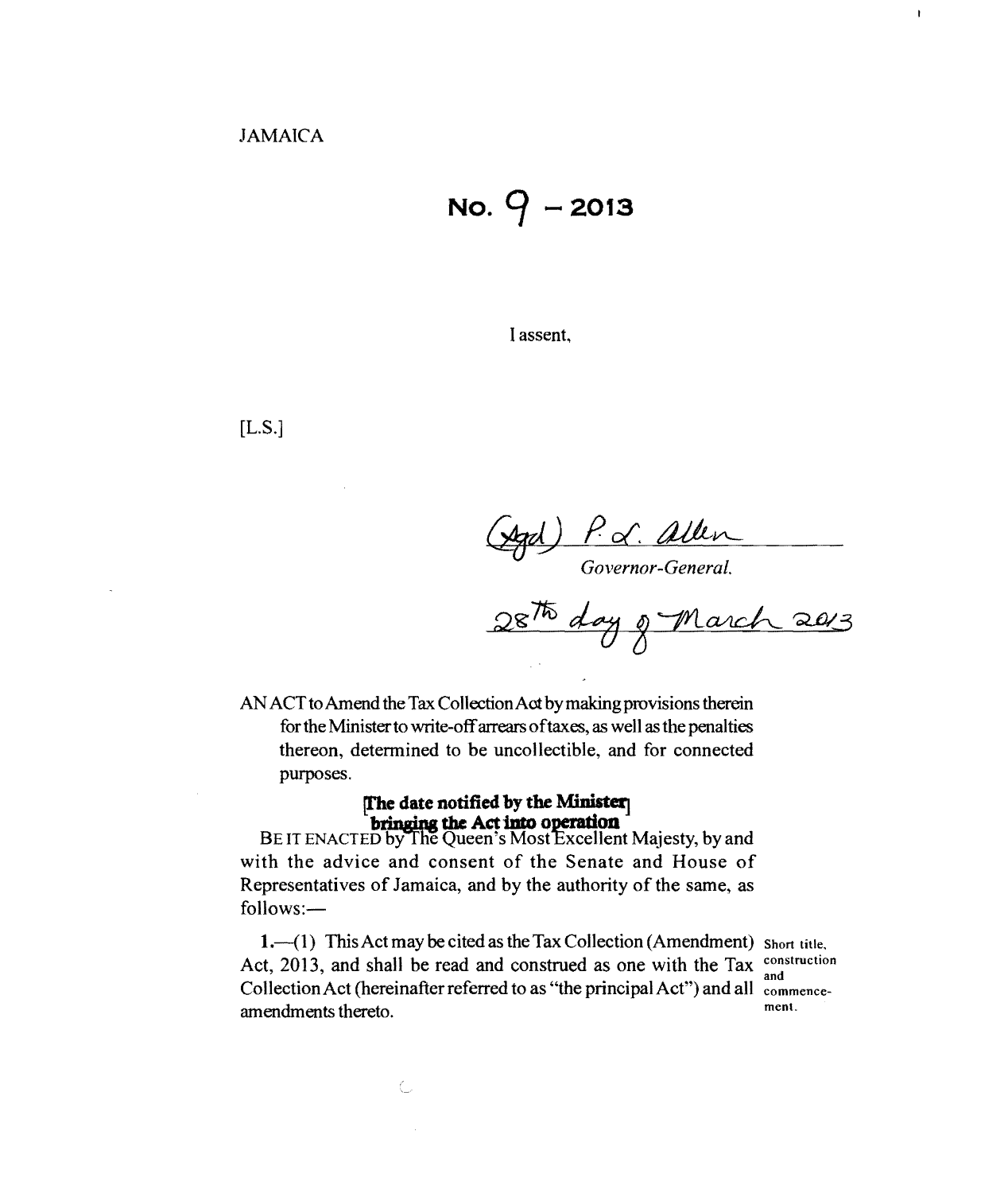JAMAICA

# No. 9 – 2013

I assent,

[L.S.]

(Sgd) P. L. Allen

*Governor-General.*

28th day of March 2013

AN ACT to Amend the Tax Collection Act by making provisions therein for the Minister to write-off arrears of taxes, as well as the penalties thereon, determined to be uncollectible, and for connected purposes.

**[The date notified by the Minister bringing the Act into operation]**

BE IT ENACTED by The Queen's Most Excellent Majesty, by and with the advice and consent of the Senate and House of Representatives of Jamaica, and by the authority of the same, as follows:—

Short title, construction and commencement.

**1.**—(1) This Act may be cited as the Tax Collection (Amendment) Act, 2013, and shall be read and construed as one with the Tax Collection Act (hereinafter referred to as "the principal Act") and all amendments thereto.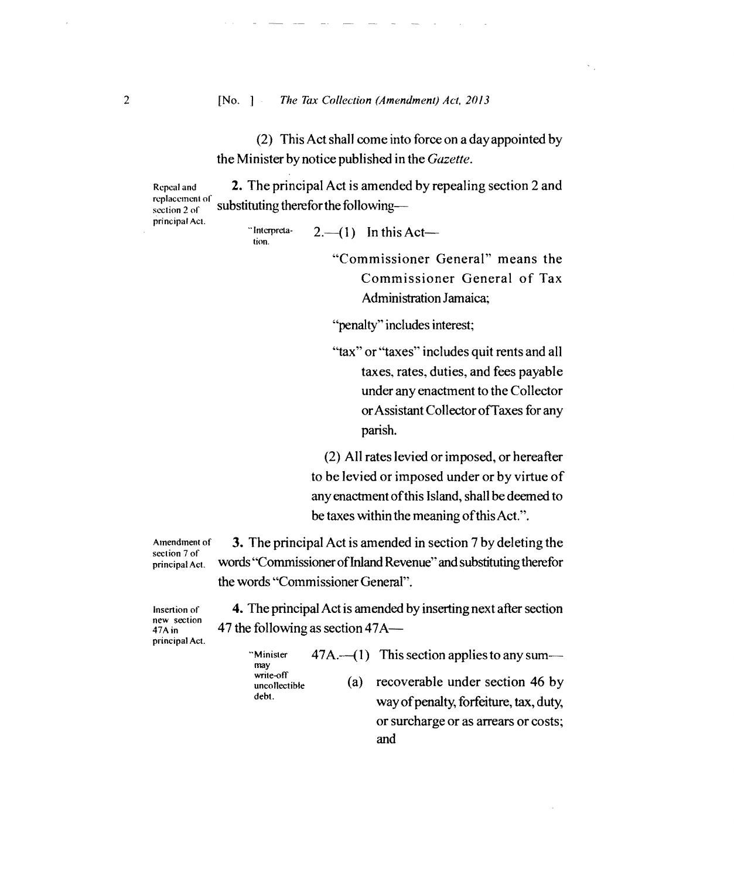(2) This Act shall come into force on a day appointed by the Minister by notice published in the *Gazette*.

Repeal and replacement of section 2 of principal Act.

**2.** The principal Act is amended by repealing section 2 and substituting therefor the following—

"Interpretation.

2.—(1) In this Act—

"Commissioner General" means the Commissioner General of Tax Administration Jamaica;

"penalty" includes interest;

"tax" or "taxes" includes quit rents and all taxes, rates, duties, and fees payable under any enactment to the Collector or Assistant Collector of Taxes for any parish.

(2) All rates levied or imposed, or hereafter to be levied or imposed under or by virtue of any enactment of this Island, shall be deemed to be taxes within the meaning of this Act.".

Amendment of section 7 of principal Act.

**3.** The principal Act is amended in section 7 by deleting the words "Commissioner of Inland Revenue" and substituting therefor the words "Commissioner General".

Insertion of new section 47A in principal Act.

**4.** The principal Act is amended by inserting next after section 47 the following as section 47A—

"Minister may write-off uncollectible debt.

47A.—(1) This section applies to any sum—

(a) recoverable under section 46 by way of penalty, forfeiture, tax, duty, or surcharge or as arrears or costs; and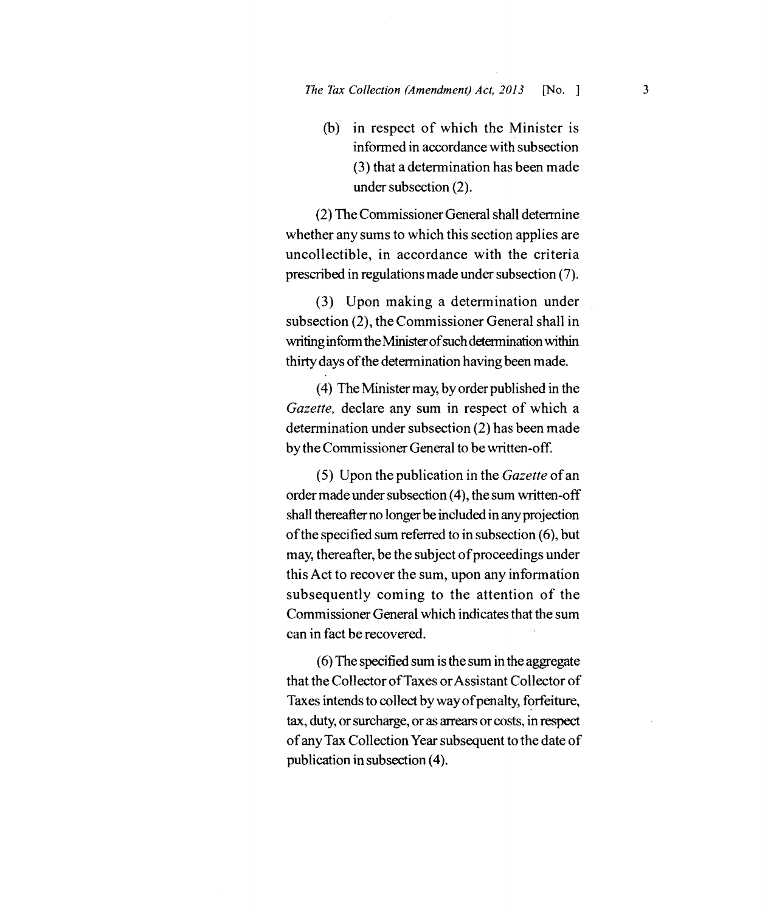(b) in respect of which the Minister is informed in accordance with subsection (3) that a determination has been made under subsection (2).

(2) The Commissioner General shall determine whether any sums to which this section applies are uncollectible, in accordance with the criteria prescribed in regulations made under subsection (7).

(3) Upon making a determination under subsection (2), the Commissioner General shall in writing inform the Minister of such determination within thirty days of the determination having been made.

(4) The Minister may, by order published in the *Gazette,* declare any sum in respect of which a determination under subsection (2) has been made by the Commissioner General to be written-off.

(5) Upon the publication in the *Gazette* of an order made under subsection (4), the sum written-off shall thereafter no longer be included in any projection of the specified sum referred to in subsection (6), but may, thereafter, be the subject of proceedings under this Act to recover the sum, upon any information subsequently coming to the attention of the Commissioner General which indicates that the sum can in fact be recovered.

(6) The specified sum is the sum in the aggregate that the Collector of Taxes or Assistant Collector of Taxes intends to collect by way of penalty, forfeiture, tax, duty, or surcharge, or as arrears or costs, in respect of any Tax Collection Year subsequent to the date of publication in subsection (4).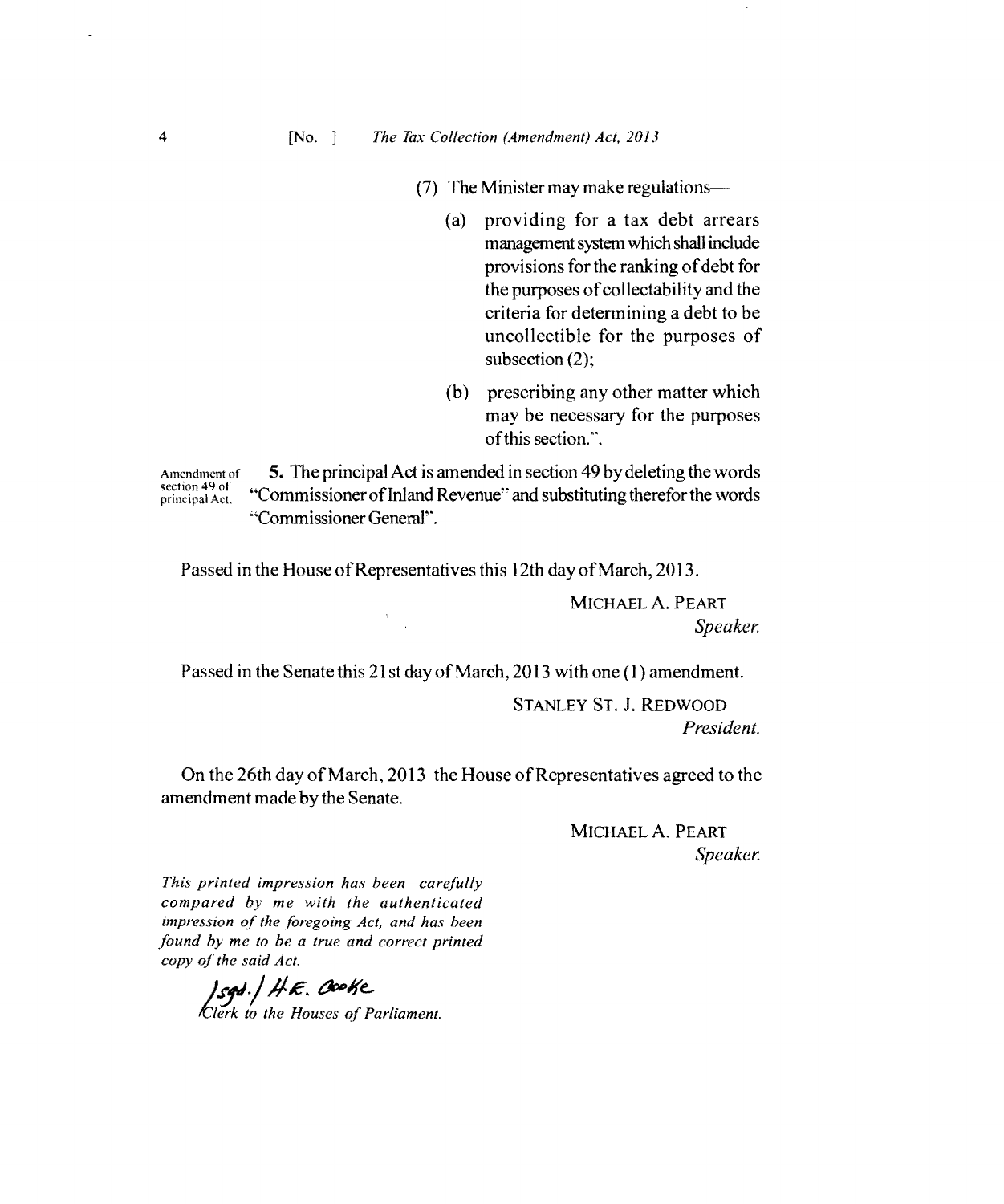(7) The Minister may make regulations—

(a) providing for a tax debt arrears management system which shall include provisions for the ranking of debt for the purposes of collectability and the criteria for determining a debt to be uncollectible for the purposes of subsection (2);

(b) prescribing any other matter which may be necessary for the purposes of this section.".

Amendment of section 49 of principal Act.

**5.** The principal Act is amended in section 49 by deleting the words "Commissioner of Inland Revenue" and substituting therefor the words "Commissioner General".

Passed in the House of Representatives this 12th day of March, 2013.

MICHAEL A. PEART
*Speaker.*

Passed in the Senate this 21st day of March, 2013 with one (1) amendment.

STANLEY ST. J. REDWOOD
*President.*

On the 26th day of March, 2013 the House of Representatives agreed to the amendment made by the Senate.

MICHAEL A. PEART
*Speaker.*

*This printed impression has been carefully compared by me with the authenticated impression of the foregoing Act, and has been found by me to be a true and correct printed copy of the said Act.*

/sgd./ H.E. Cooke
*Clerk to the Houses of Parliament.*